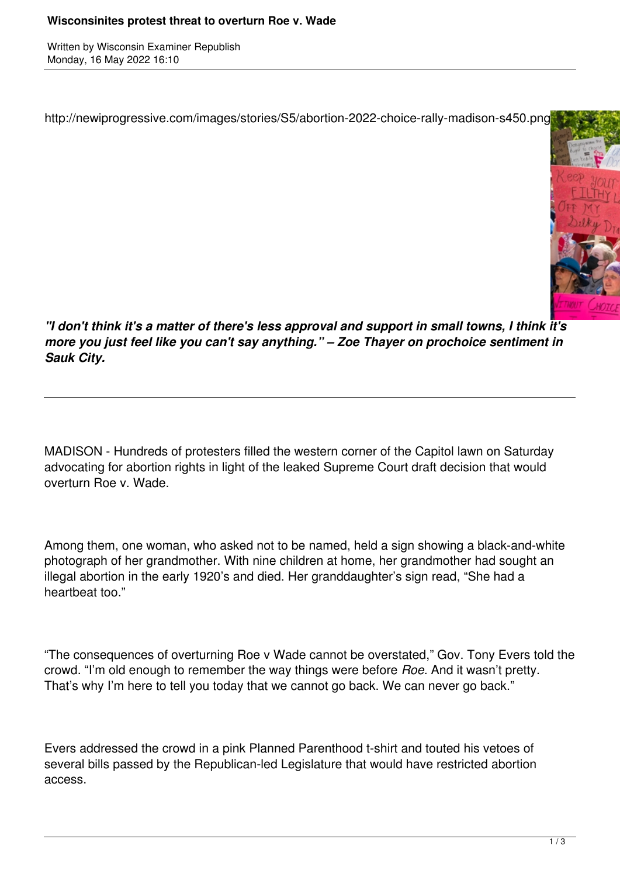# Wisconsinites protest threat to overturn Roe v. Wade

Written by Wisconsin Examiner Republish
Monday, 16 May 2022 16:10

http://newiprogressive.com/images/stories/S5/abortion-2022-choice-rally-madison-s450.png

***"I don't think it's a matter of there's less approval and support in small towns, I think it's more you just feel like you can't say anything." – Zoe Thayer on prochoice sentiment in Sauk City.***

---

MADISON - Hundreds of protesters filled the western corner of the Capitol lawn on Saturday advocating for abortion rights in light of the leaked Supreme Court draft decision that would overturn Roe v. Wade.

Among them, one woman, who asked not to be named, held a sign showing a black-and-white photograph of her grandmother. With nine children at home, her grandmother had sought an illegal abortion in the early 1920's and died. Her granddaughter's sign read, "She had a heartbeat too."

"The consequences of overturning Roe v Wade cannot be overstated," Gov. Tony Evers told the crowd. "I'm old enough to remember the way things were before *Roe.* And it wasn't pretty. That's why I'm here to tell you today that we cannot go back. We can never go back."

Evers addressed the crowd in a pink Planned Parenthood t-shirt and touted his vetoes of several bills passed by the Republican-led Legislature that would have restricted abortion access.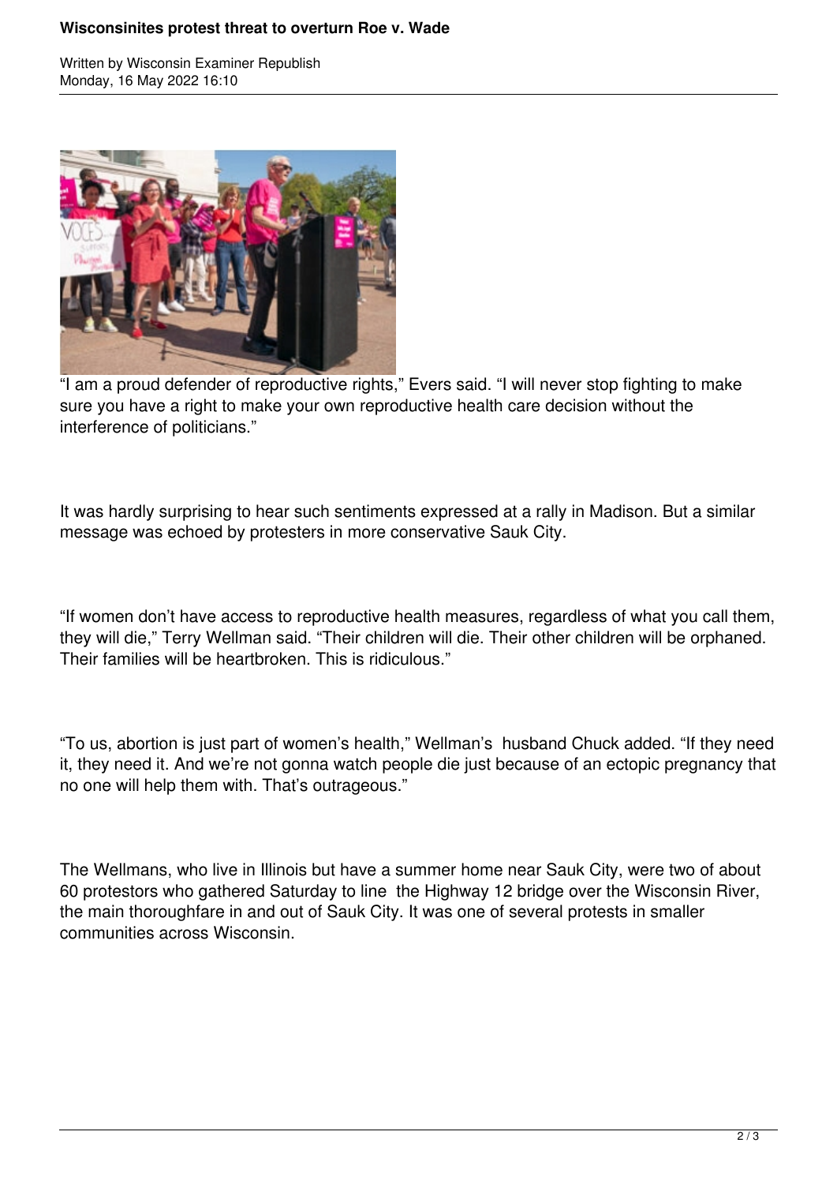"I am a proud defender of reproductive rights," Evers said. "I will never stop fighting to make sure you have a right to make your own reproductive health care decision without the interference of politicians."

It was hardly surprising to hear such sentiments expressed at a rally in Madison. But a similar message was echoed by protesters in more conservative Sauk City.

"If women don't have access to reproductive health measures, regardless of what you call them, they will die," Terry Wellman said. "Their children will die. Their other children will be orphaned. Their families will be heartbroken. This is ridiculous."

"To us, abortion is just part of women's health," Wellman's husband Chuck added. "If they need it, they need it. And we're not gonna watch people die just because of an ectopic pregnancy that no one will help them with. That's outrageous."

The Wellmans, who live in Illinois but have a summer home near Sauk City, were two of about 60 protestors who gathered Saturday to line the Highway 12 bridge over the Wisconsin River, the main thoroughfare in and out of Sauk City. It was one of several protests in smaller communities across Wisconsin.